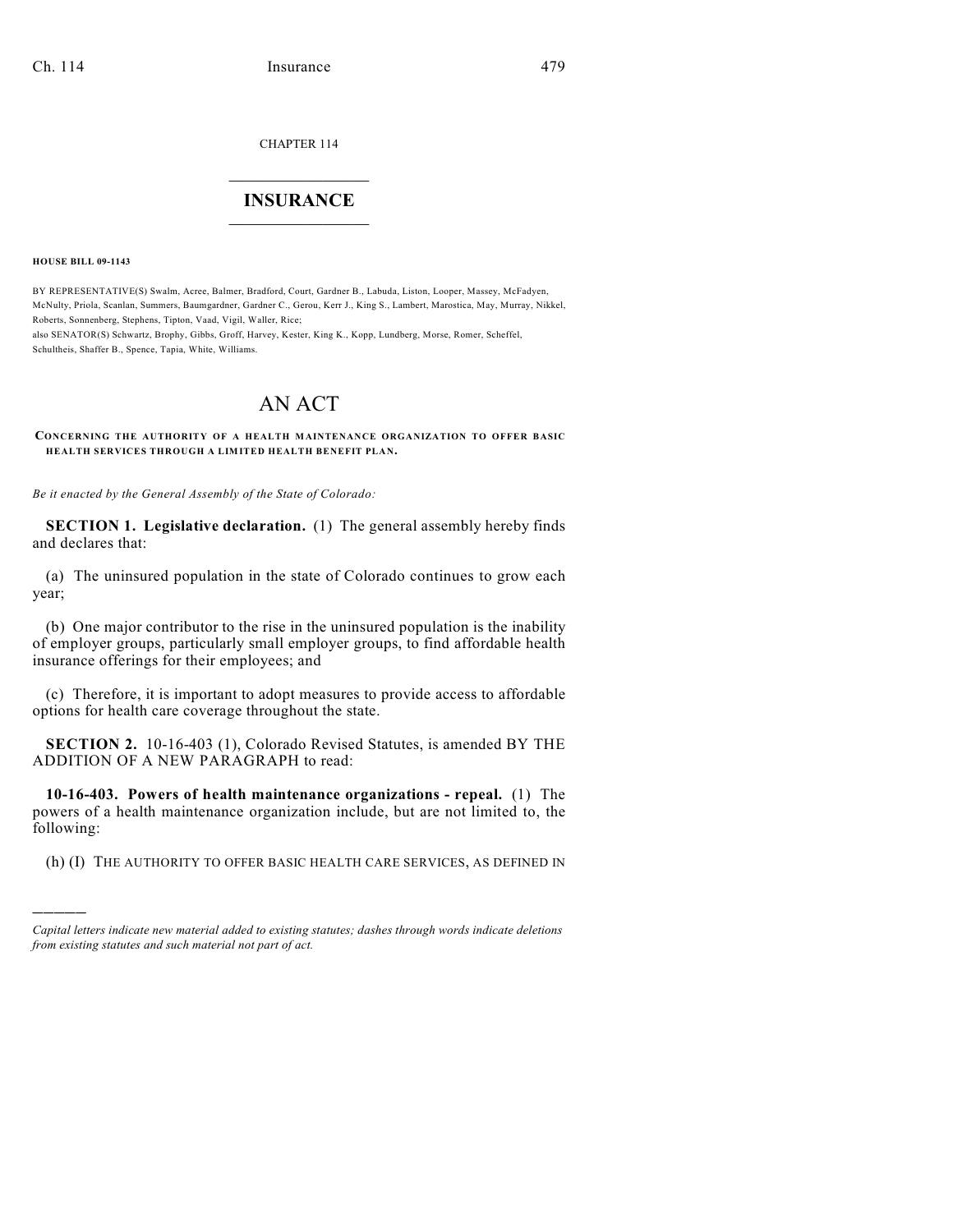CHAPTER 114

# INSURANCE

**HOUSE BILL 09-1143**

BY REPRESENTATIVE(S) Swalm, Acree, Balmer, Bradford, Court, Gardner B., Labuda, Liston, Looper, Massey, McFadyen, McNulty, Priola, Scanlan, Summers, Baumgardner, Gardner C., Gerou, Kerr J., King S., Lambert, Marostica, May, Murray, Nikkel, Roberts, Sonnenberg, Stephens, Tipton, Vaad, Vigil, Waller, Rice;
also SENATOR(S) Schwartz, Brophy, Gibbs, Groff, Harvey, Kester, King K., Kopp, Lundberg, Morse, Romer, Scheffel, Schultheis, Shaffer B., Spence, Tapia, White, Williams.

# AN ACT

**CONCERNING THE AUTHORITY OF A HEALTH MAINTENANCE ORGANIZATION TO OFFER BASIC HEALTH SERVICES THROUGH A LIMITED HEALTH BENEFIT PLAN.**

*Be it enacted by the General Assembly of the State of Colorado:*

**SECTION 1. Legislative declaration.** (1) The general assembly hereby finds and declares that:

(a) The uninsured population in the state of Colorado continues to grow each year;

(b) One major contributor to the rise in the uninsured population is the inability of employer groups, particularly small employer groups, to find affordable health insurance offerings for their employees; and

(c) Therefore, it is important to adopt measures to provide access to affordable options for health care coverage throughout the state.

**SECTION 2.** 10-16-403 (1), Colorado Revised Statutes, is amended BY THE ADDITION OF A NEW PARAGRAPH to read:

**10-16-403. Powers of health maintenance organizations - repeal.** (1) The powers of a health maintenance organization include, but are not limited to, the following:

(h) (I) THE AUTHORITY TO OFFER BASIC HEALTH CARE SERVICES, AS DEFINED IN

---

*Capital letters indicate new material added to existing statutes; dashes through words indicate deletions from existing statutes and such material not part of act.*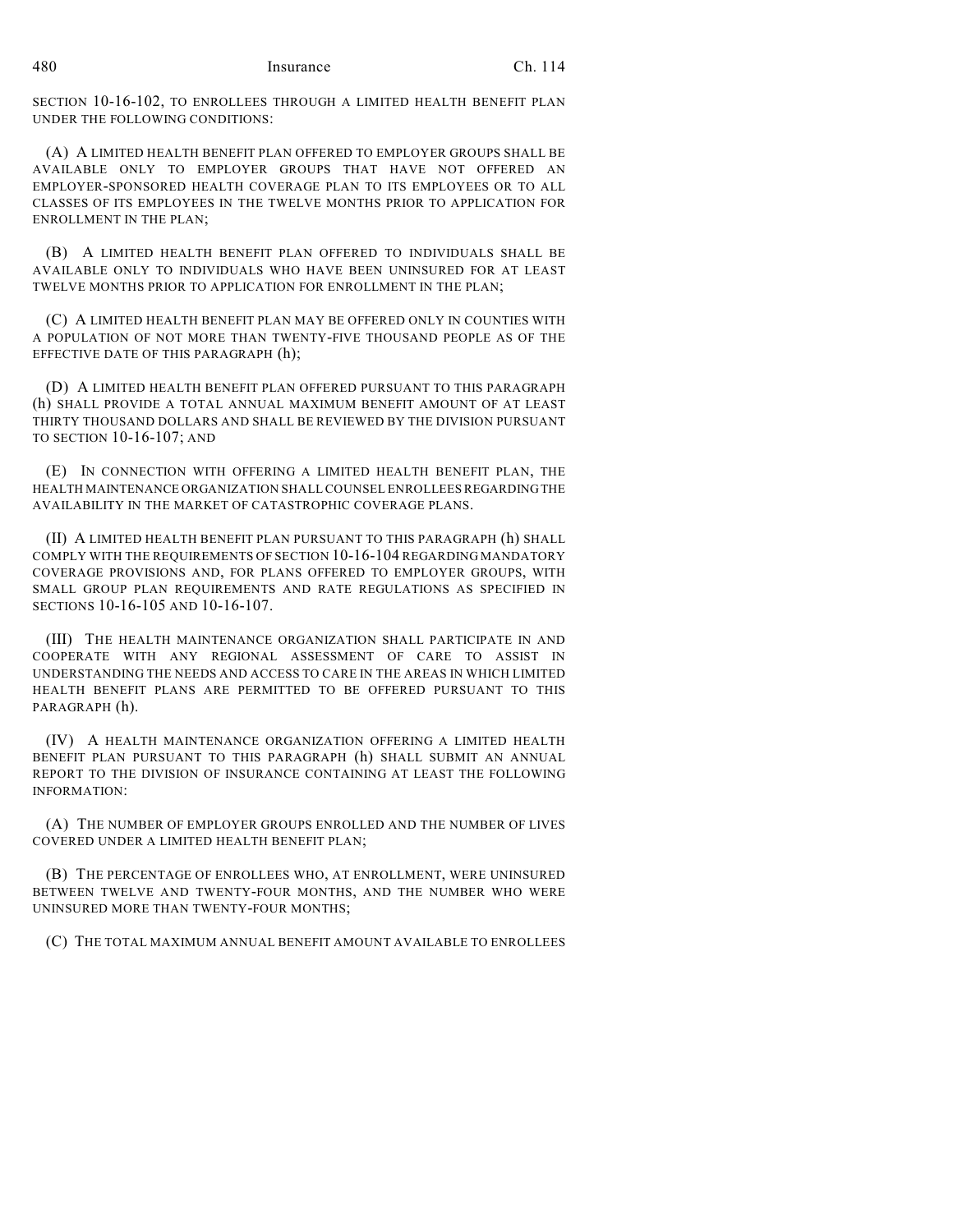SECTION 10-16-102, TO ENROLLEES THROUGH A LIMITED HEALTH BENEFIT PLAN UNDER THE FOLLOWING CONDITIONS:

(A) A LIMITED HEALTH BENEFIT PLAN OFFERED TO EMPLOYER GROUPS SHALL BE AVAILABLE ONLY TO EMPLOYER GROUPS THAT HAVE NOT OFFERED AN EMPLOYER-SPONSORED HEALTH COVERAGE PLAN TO ITS EMPLOYEES OR TO ALL CLASSES OF ITS EMPLOYEES IN THE TWELVE MONTHS PRIOR TO APPLICATION FOR ENROLLMENT IN THE PLAN;

(B) A LIMITED HEALTH BENEFIT PLAN OFFERED TO INDIVIDUALS SHALL BE AVAILABLE ONLY TO INDIVIDUALS WHO HAVE BEEN UNINSURED FOR AT LEAST TWELVE MONTHS PRIOR TO APPLICATION FOR ENROLLMENT IN THE PLAN;

(C) A LIMITED HEALTH BENEFIT PLAN MAY BE OFFERED ONLY IN COUNTIES WITH A POPULATION OF NOT MORE THAN TWENTY-FIVE THOUSAND PEOPLE AS OF THE EFFECTIVE DATE OF THIS PARAGRAPH (h);

(D) A LIMITED HEALTH BENEFIT PLAN OFFERED PURSUANT TO THIS PARAGRAPH (h) SHALL PROVIDE A TOTAL ANNUAL MAXIMUM BENEFIT AMOUNT OF AT LEAST THIRTY THOUSAND DOLLARS AND SHALL BE REVIEWED BY THE DIVISION PURSUANT TO SECTION 10-16-107; AND

(E) IN CONNECTION WITH OFFERING A LIMITED HEALTH BENEFIT PLAN, THE HEALTH MAINTENANCE ORGANIZATION SHALL COUNSEL ENROLLEES REGARDING THE AVAILABILITY IN THE MARKET OF CATASTROPHIC COVERAGE PLANS.

(II) A LIMITED HEALTH BENEFIT PLAN PURSUANT TO THIS PARAGRAPH (h) SHALL COMPLY WITH THE REQUIREMENTS OF SECTION 10-16-104 REGARDING MANDATORY COVERAGE PROVISIONS AND, FOR PLANS OFFERED TO EMPLOYER GROUPS, WITH SMALL GROUP PLAN REQUIREMENTS AND RATE REGULATIONS AS SPECIFIED IN SECTIONS 10-16-105 AND 10-16-107.

(III) THE HEALTH MAINTENANCE ORGANIZATION SHALL PARTICIPATE IN AND COOPERATE WITH ANY REGIONAL ASSESSMENT OF CARE TO ASSIST IN UNDERSTANDING THE NEEDS AND ACCESS TO CARE IN THE AREAS IN WHICH LIMITED HEALTH BENEFIT PLANS ARE PERMITTED TO BE OFFERED PURSUANT TO THIS PARAGRAPH (h).

(IV) A HEALTH MAINTENANCE ORGANIZATION OFFERING A LIMITED HEALTH BENEFIT PLAN PURSUANT TO THIS PARAGRAPH (h) SHALL SUBMIT AN ANNUAL REPORT TO THE DIVISION OF INSURANCE CONTAINING AT LEAST THE FOLLOWING INFORMATION:

(A) THE NUMBER OF EMPLOYER GROUPS ENROLLED AND THE NUMBER OF LIVES COVERED UNDER A LIMITED HEALTH BENEFIT PLAN;

(B) THE PERCENTAGE OF ENROLLEES WHO, AT ENROLLMENT, WERE UNINSURED BETWEEN TWELVE AND TWENTY-FOUR MONTHS, AND THE NUMBER WHO WERE UNINSURED MORE THAN TWENTY-FOUR MONTHS;

(C) THE TOTAL MAXIMUM ANNUAL BENEFIT AMOUNT AVAILABLE TO ENROLLEES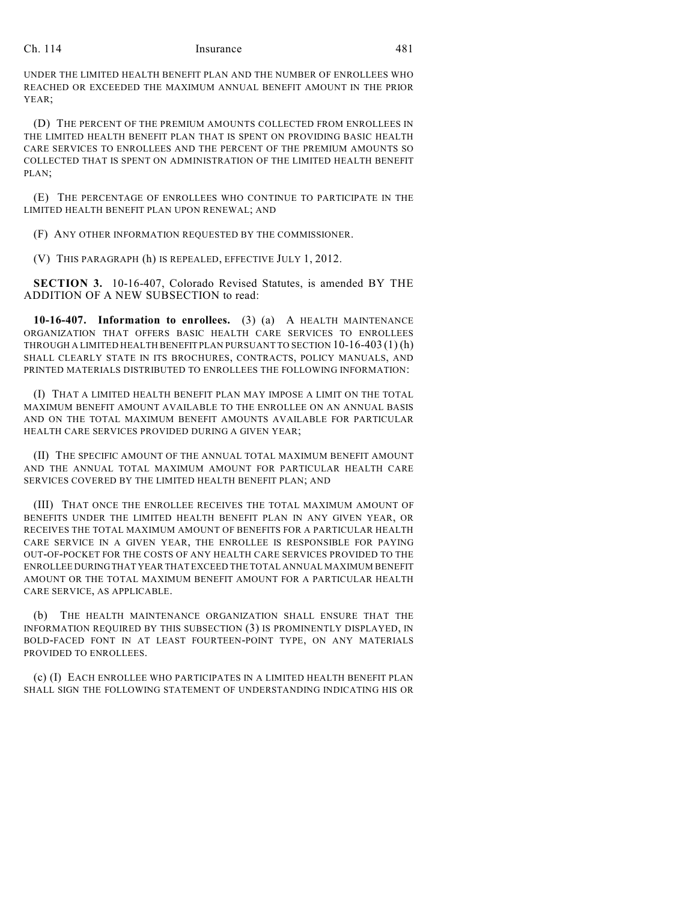UNDER THE LIMITED HEALTH BENEFIT PLAN AND THE NUMBER OF ENROLLEES WHO REACHED OR EXCEEDED THE MAXIMUM ANNUAL BENEFIT AMOUNT IN THE PRIOR YEAR;

(D) THE PERCENT OF THE PREMIUM AMOUNTS COLLECTED FROM ENROLLEES IN THE LIMITED HEALTH BENEFIT PLAN THAT IS SPENT ON PROVIDING BASIC HEALTH CARE SERVICES TO ENROLLEES AND THE PERCENT OF THE PREMIUM AMOUNTS SO COLLECTED THAT IS SPENT ON ADMINISTRATION OF THE LIMITED HEALTH BENEFIT PLAN;

(E) THE PERCENTAGE OF ENROLLEES WHO CONTINUE TO PARTICIPATE IN THE LIMITED HEALTH BENEFIT PLAN UPON RENEWAL; AND

(F) ANY OTHER INFORMATION REQUESTED BY THE COMMISSIONER.

(V) THIS PARAGRAPH (h) IS REPEALED, EFFECTIVE JULY 1, 2012.

**SECTION 3.** 10-16-407, Colorado Revised Statutes, is amended BY THE ADDITION OF A NEW SUBSECTION to read:

**10-16-407. Information to enrollees.** (3) (a) A HEALTH MAINTENANCE ORGANIZATION THAT OFFERS BASIC HEALTH CARE SERVICES TO ENROLLEES THROUGH A LIMITED HEALTH BENEFIT PLAN PURSUANT TO SECTION 10-16-403 (1) (h) SHALL CLEARLY STATE IN ITS BROCHURES, CONTRACTS, POLICY MANUALS, AND PRINTED MATERIALS DISTRIBUTED TO ENROLLEES THE FOLLOWING INFORMATION:

(I) THAT A LIMITED HEALTH BENEFIT PLAN MAY IMPOSE A LIMIT ON THE TOTAL MAXIMUM BENEFIT AMOUNT AVAILABLE TO THE ENROLLEE ON AN ANNUAL BASIS AND ON THE TOTAL MAXIMUM BENEFIT AMOUNTS AVAILABLE FOR PARTICULAR HEALTH CARE SERVICES PROVIDED DURING A GIVEN YEAR;

(II) THE SPECIFIC AMOUNT OF THE ANNUAL TOTAL MAXIMUM BENEFIT AMOUNT AND THE ANNUAL TOTAL MAXIMUM AMOUNT FOR PARTICULAR HEALTH CARE SERVICES COVERED BY THE LIMITED HEALTH BENEFIT PLAN; AND

(III) THAT ONCE THE ENROLLEE RECEIVES THE TOTAL MAXIMUM AMOUNT OF BENEFITS UNDER THE LIMITED HEALTH BENEFIT PLAN IN ANY GIVEN YEAR, OR RECEIVES THE TOTAL MAXIMUM AMOUNT OF BENEFITS FOR A PARTICULAR HEALTH CARE SERVICE IN A GIVEN YEAR, THE ENROLLEE IS RESPONSIBLE FOR PAYING OUT-OF-POCKET FOR THE COSTS OF ANY HEALTH CARE SERVICES PROVIDED TO THE ENROLLEE DURING THAT YEAR THAT EXCEED THE TOTAL ANNUAL MAXIMUM BENEFIT AMOUNT OR THE TOTAL MAXIMUM BENEFIT AMOUNT FOR A PARTICULAR HEALTH CARE SERVICE, AS APPLICABLE.

(b) THE HEALTH MAINTENANCE ORGANIZATION SHALL ENSURE THAT THE INFORMATION REQUIRED BY THIS SUBSECTION (3) IS PROMINENTLY DISPLAYED, IN BOLD-FACED FONT IN AT LEAST FOURTEEN-POINT TYPE, ON ANY MATERIALS PROVIDED TO ENROLLEES.

(c) (I) EACH ENROLLEE WHO PARTICIPATES IN A LIMITED HEALTH BENEFIT PLAN SHALL SIGN THE FOLLOWING STATEMENT OF UNDERSTANDING INDICATING HIS OR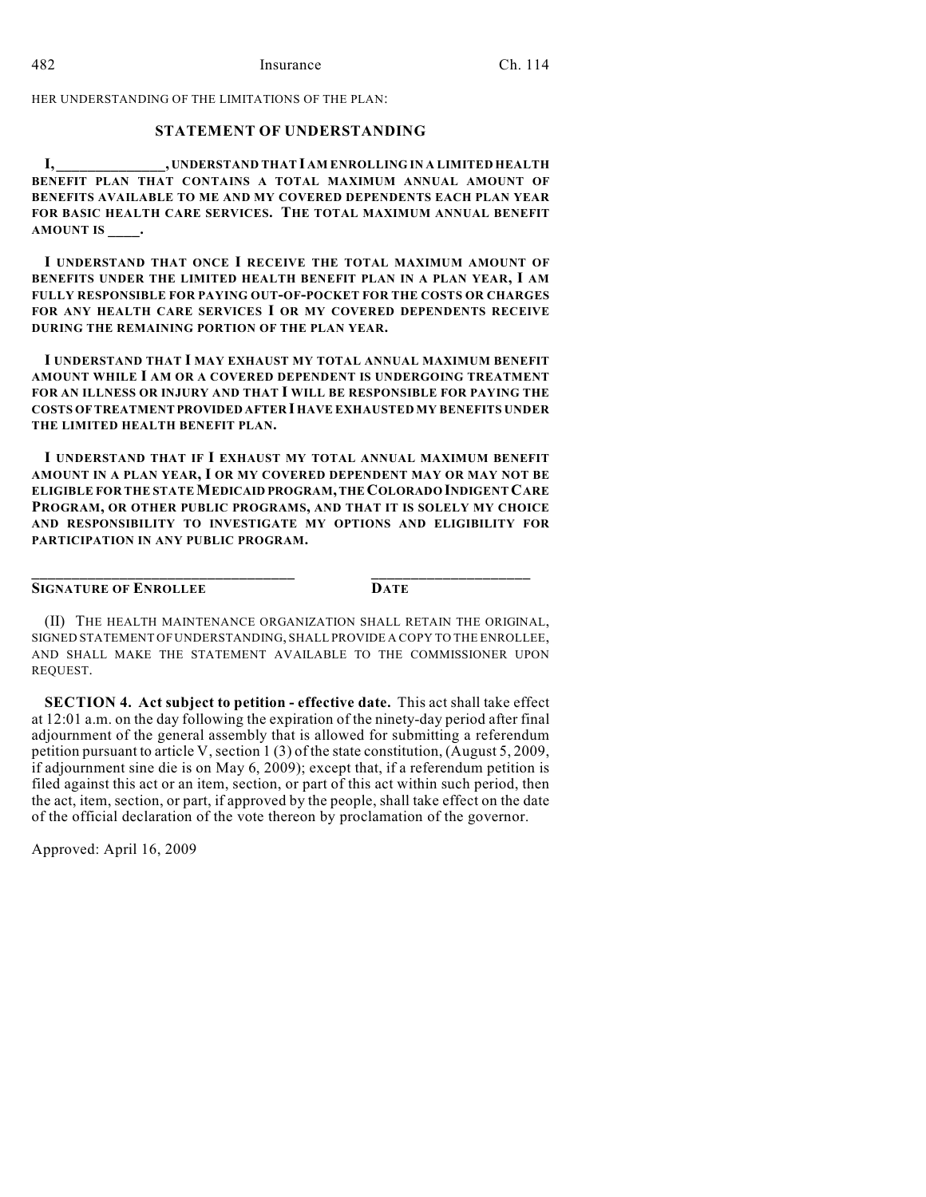HER UNDERSTANDING OF THE LIMITATIONS OF THE PLAN:

## STATEMENT OF UNDERSTANDING

**I, _______________, UNDERSTAND THAT I AM ENROLLING IN A LIMITED HEALTH BENEFIT PLAN THAT CONTAINS A TOTAL MAXIMUM ANNUAL AMOUNT OF BENEFITS AVAILABLE TO ME AND MY COVERED DEPENDENTS EACH PLAN YEAR FOR BASIC HEALTH CARE SERVICES. THE TOTAL MAXIMUM ANNUAL BENEFIT AMOUNT IS _____.**

**I UNDERSTAND THAT ONCE I RECEIVE THE TOTAL MAXIMUM AMOUNT OF BENEFITS UNDER THE LIMITED HEALTH BENEFIT PLAN IN A PLAN YEAR, I AM FULLY RESPONSIBLE FOR PAYING OUT-OF-POCKET FOR THE COSTS OR CHARGES FOR ANY HEALTH CARE SERVICES I OR MY COVERED DEPENDENTS RECEIVE DURING THE REMAINING PORTION OF THE PLAN YEAR.**

**I UNDERSTAND THAT I MAY EXHAUST MY TOTAL ANNUAL MAXIMUM BENEFIT AMOUNT WHILE I AM OR A COVERED DEPENDENT IS UNDERGOING TREATMENT FOR AN ILLNESS OR INJURY AND THAT I WILL BE RESPONSIBLE FOR PAYING THE COSTS OF TREATMENT PROVIDED AFTER I HAVE EXHAUSTED MY BENEFITS UNDER THE LIMITED HEALTH BENEFIT PLAN.**

**I UNDERSTAND THAT IF I EXHAUST MY TOTAL ANNUAL MAXIMUM BENEFIT AMOUNT IN A PLAN YEAR, I OR MY COVERED DEPENDENT MAY OR MAY NOT BE ELIGIBLE FOR THE STATE MEDICAID PROGRAM, THE COLORADO INDIGENT CARE PROGRAM, OR OTHER PUBLIC PROGRAMS, AND THAT IT IS SOLELY MY CHOICE AND RESPONSIBILITY TO INVESTIGATE MY OPTIONS AND ELIGIBILITY FOR PARTICIPATION IN ANY PUBLIC PROGRAM.**

_________________________________ ____________________

**SIGNATURE OF ENROLLEE** **DATE**

(II) THE HEALTH MAINTENANCE ORGANIZATION SHALL RETAIN THE ORIGINAL, SIGNED STATEMENT OF UNDERSTANDING, SHALL PROVIDE A COPY TO THE ENROLLEE, AND SHALL MAKE THE STATEMENT AVAILABLE TO THE COMMISSIONER UPON REQUEST.

**SECTION 4. Act subject to petition - effective date.** This act shall take effect at 12:01 a.m. on the day following the expiration of the ninety-day period after final adjournment of the general assembly that is allowed for submitting a referendum petition pursuant to article V, section 1 (3) of the state constitution, (August 5, 2009, if adjournment sine die is on May 6, 2009); except that, if a referendum petition is filed against this act or an item, section, or part of this act within such period, then the act, item, section, or part, if approved by the people, shall take effect on the date of the official declaration of the vote thereon by proclamation of the governor.

Approved: April 16, 2009